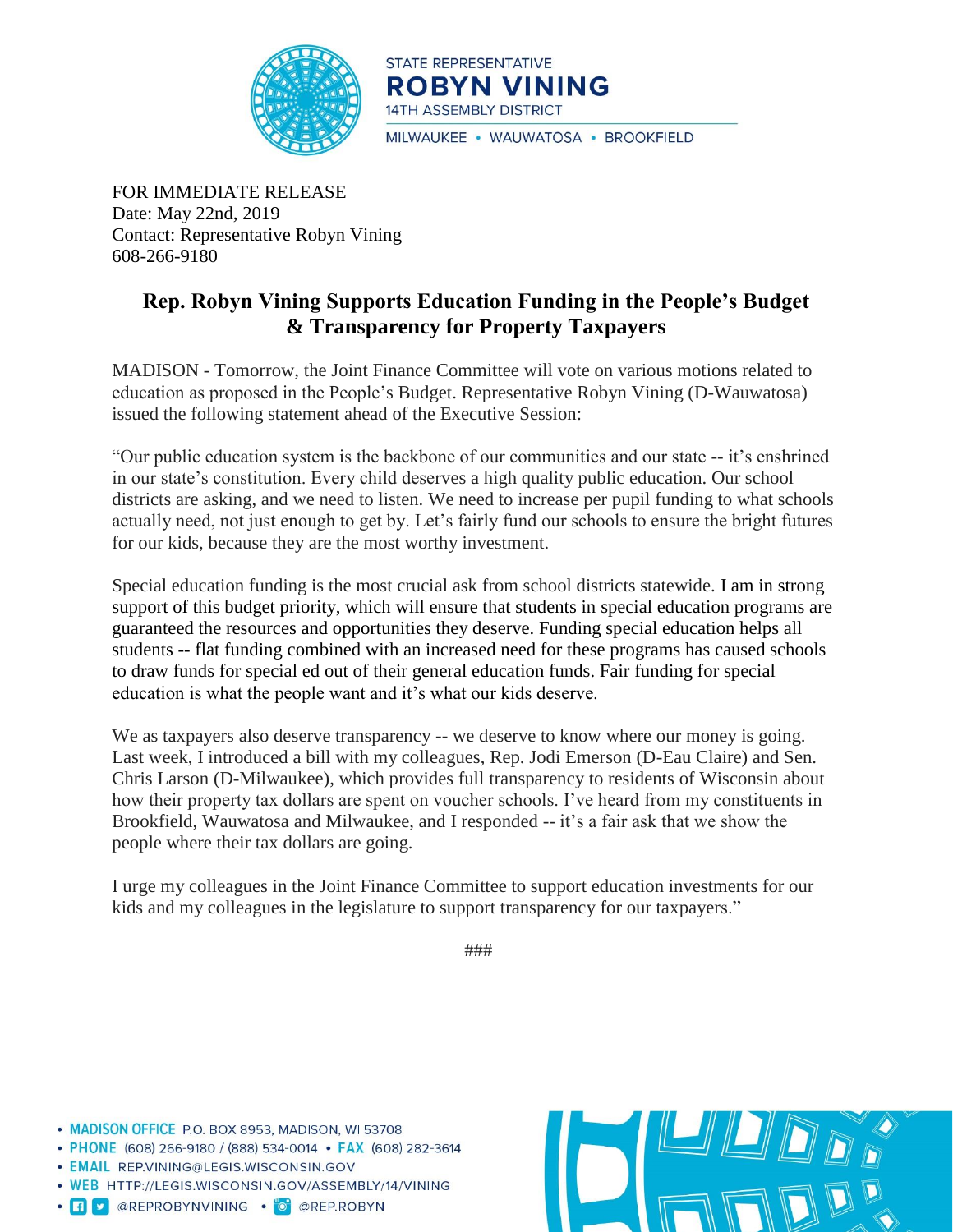STATE REPRESENTATIVE
**ROBYN VINING**
14TH ASSEMBLY DISTRICT
MILWAUKEE • WAUWATOSA • BROOKFIELD

FOR IMMEDIATE RELEASE
Date: May 22nd, 2019
Contact: Representative Robyn Vining
608-266-9180

# Rep. Robyn Vining Supports Education Funding in the People's Budget & Transparency for Property Taxpayers

MADISON - Tomorrow, the Joint Finance Committee will vote on various motions related to education as proposed in the People's Budget. Representative Robyn Vining (D-Wauwatosa) issued the following statement ahead of the Executive Session:

"Our public education system is the backbone of our communities and our state -- it's enshrined in our state's constitution. Every child deserves a high quality public education. Our school districts are asking, and we need to listen. We need to increase per pupil funding to what schools actually need, not just enough to get by. Let's fairly fund our schools to ensure the bright futures for our kids, because they are the most worthy investment.

Special education funding is the most crucial ask from school districts statewide. I am in strong support of this budget priority, which will ensure that students in special education programs are guaranteed the resources and opportunities they deserve. Funding special education helps all students -- flat funding combined with an increased need for these programs has caused schools to draw funds for special ed out of their general education funds. Fair funding for special education is what the people want and it's what our kids deserve.

We as taxpayers also deserve transparency -- we deserve to know where our money is going. Last week, I introduced a bill with my colleagues, Rep. Jodi Emerson (D-Eau Claire) and Sen. Chris Larson (D-Milwaukee), which provides full transparency to residents of Wisconsin about how their property tax dollars are spent on voucher schools. I've heard from my constituents in Brookfield, Wauwatosa and Milwaukee, and I responded -- it's a fair ask that we show the people where their tax dollars are going.

I urge my colleagues in the Joint Finance Committee to support education investments for our kids and my colleagues in the legislature to support transparency for our taxpayers."

###

- **MADISON OFFICE** P.O. BOX 8953, MADISON, WI 53708
- **PHONE** (608) 266-9180 / (888) 534-0014 • **FAX** (608) 282-3614
- **EMAIL** REP.VINING@LEGIS.WISCONSIN.GOV
- **WEB** HTTP://LEGIS.WISCONSIN.GOV/ASSEMBLY/14/VINING
- @REPROBYNVINING • @REP.ROBYN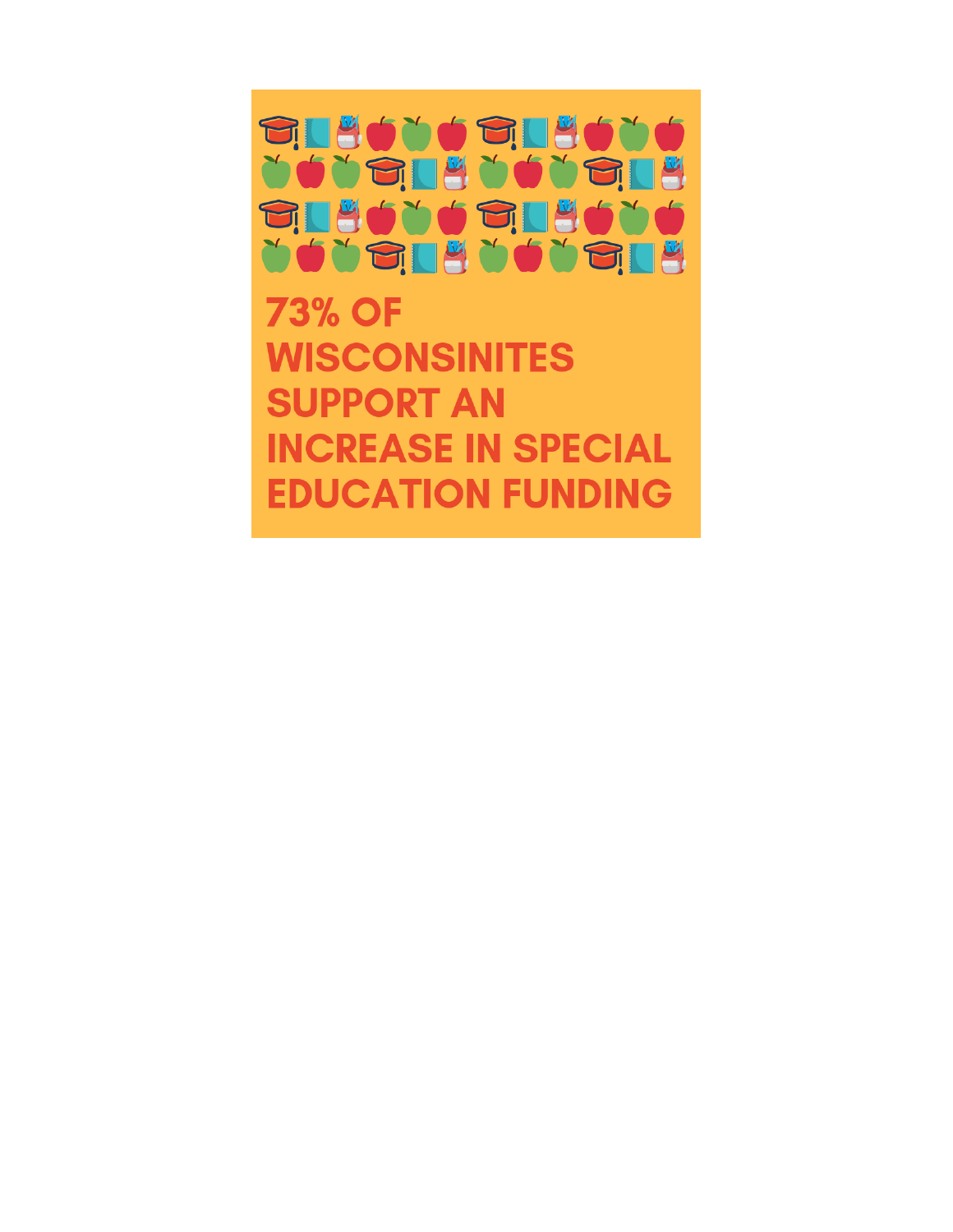73% OF WISCONSINITES SUPPORT AN INCREASE IN SPECIAL EDUCATION FUNDING